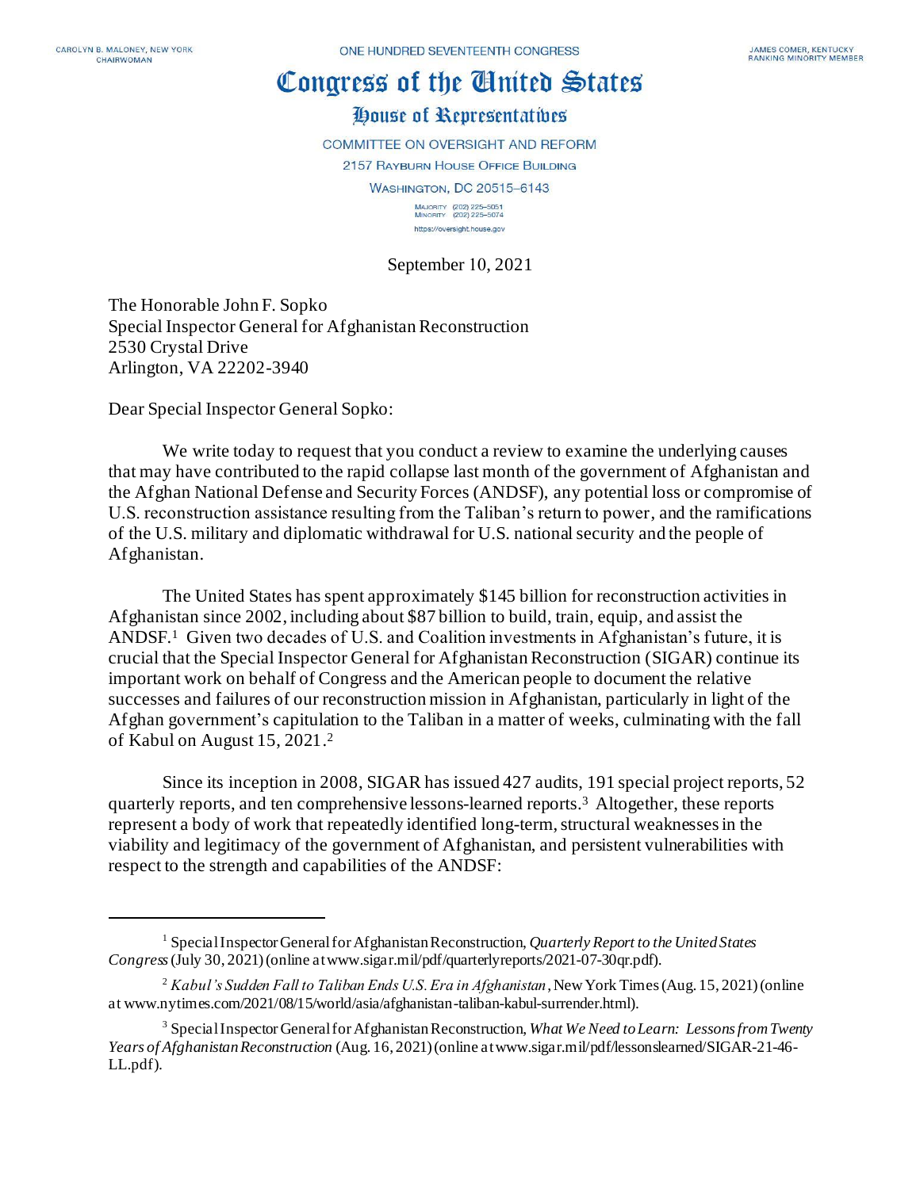CAROLYN B. MALONEY, NEW YORK
CHAIRWOMAN

ONE HUNDRED SEVENTEENTH CONGRESS

JAMES COMER, KENTUCKY
RANKING MINORITY MEMBER

# Congress of the United States

## House of Representatives

COMMITTEE ON OVERSIGHT AND REFORM
2157 RAYBURN HOUSE OFFICE BUILDING
WASHINGTON, DC 20515–6143

MAJORITY (202) 225–5051
MINORITY (202) 225–5074
https://oversight.house.gov

September 10, 2021

The Honorable John F. Sopko
Special Inspector General for Afghanistan Reconstruction
2530 Crystal Drive
Arlington, VA 22202-3940

Dear Special Inspector General Sopko:

We write today to request that you conduct a review to examine the underlying causes that may have contributed to the rapid collapse last month of the government of Afghanistan and the Afghan National Defense and Security Forces (ANDSF), any potential loss or compromise of U.S. reconstruction assistance resulting from the Taliban's return to power, and the ramifications of the U.S. military and diplomatic withdrawal for U.S. national security and the people of Afghanistan.

The United States has spent approximately $145 billion for reconstruction activities in Afghanistan since 2002, including about $87 billion to build, train, equip, and assist the ANDSF.[1] Given two decades of U.S. and Coalition investments in Afghanistan's future, it is crucial that the Special Inspector General for Afghanistan Reconstruction (SIGAR) continue its important work on behalf of Congress and the American people to document the relative successes and failures of our reconstruction mission in Afghanistan, particularly in light of the Afghan government's capitulation to the Taliban in a matter of weeks, culminating with the fall of Kabul on August 15, 2021.[2]

Since its inception in 2008, SIGAR has issued 427 audits, 191 special project reports, 52 quarterly reports, and ten comprehensive lessons-learned reports.[3] Altogether, these reports represent a body of work that repeatedly identified long-term, structural weaknesses in the viability and legitimacy of the government of Afghanistan, and persistent vulnerabilities with respect to the strength and capabilities of the ANDSF:

---

[1] Special Inspector General for Afghanistan Reconstruction, *Quarterly Report to the United States Congress* (July 30, 2021) (online at www.sigar.mil/pdf/quarterlyreports/2021-07-30qr.pdf).

[2] *Kabul's Sudden Fall to Taliban Ends U.S. Era in Afghanistan*, New York Times (Aug. 15, 2021) (online at www.nytimes.com/2021/08/15/world/asia/afghanistan-taliban-kabul-surrender.html).

[3] Special Inspector General for Afghanistan Reconstruction, *What We Need to Learn: Lessons from Twenty Years of Afghanistan Reconstruction* (Aug. 16, 2021) (online at www.sigar.mil/pdf/lessonslearned/SIGAR-21-46-LL.pdf).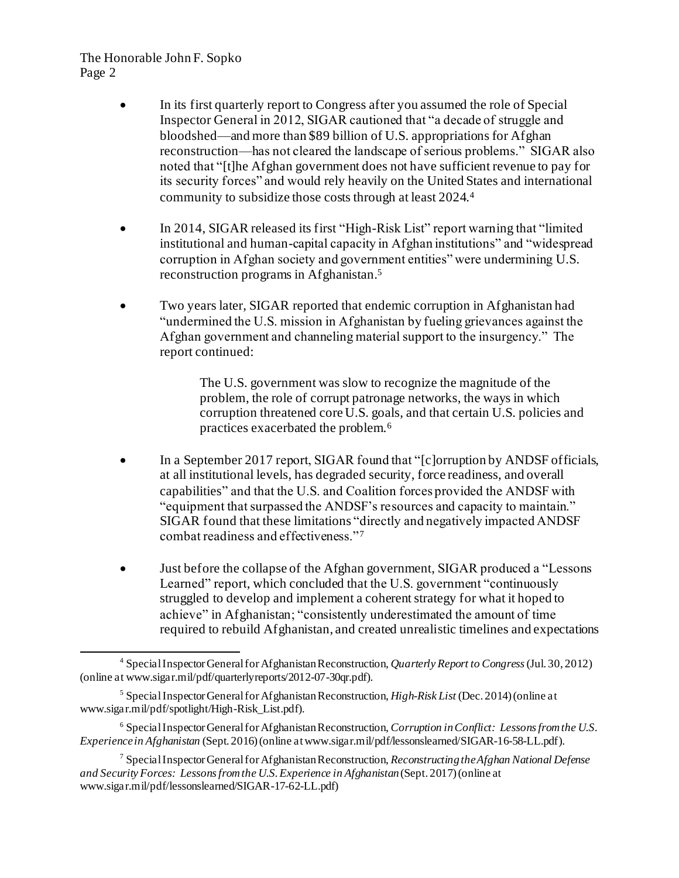- In its first quarterly report to Congress after you assumed the role of Special Inspector General in 2012, SIGAR cautioned that "a decade of struggle and bloodshed—and more than $89 billion of U.S. appropriations for Afghan reconstruction—has not cleared the landscape of serious problems." SIGAR also noted that "[t]he Afghan government does not have sufficient revenue to pay for its security forces" and would rely heavily on the United States and international community to subsidize those costs through at least 2024.[4]

- In 2014, SIGAR released its first "High-Risk List" report warning that "limited institutional and human-capital capacity in Afghan institutions" and "widespread corruption in Afghan society and government entities" were undermining U.S. reconstruction programs in Afghanistan.[5]

- Two years later, SIGAR reported that endemic corruption in Afghanistan had "undermined the U.S. mission in Afghanistan by fueling grievances against the Afghan government and channeling material support to the insurgency." The report continued:

  > The U.S. government was slow to recognize the magnitude of the problem, the role of corrupt patronage networks, the ways in which corruption threatened core U.S. goals, and that certain U.S. policies and practices exacerbated the problem.[6]

- In a September 2017 report, SIGAR found that "[c]orruption by ANDSF officials, at all institutional levels, has degraded security, force readiness, and overall capabilities" and that the U.S. and Coalition forces provided the ANDSF with "equipment that surpassed the ANDSF's resources and capacity to maintain." SIGAR found that these limitations "directly and negatively impacted ANDSF combat readiness and effectiveness."[7]

- Just before the collapse of the Afghan government, SIGAR produced a "Lessons Learned" report, which concluded that the U.S. government "continuously struggled to develop and implement a coherent strategy for what it hoped to achieve" in Afghanistan; "consistently underestimated the amount of time required to rebuild Afghanistan, and created unrealistic timelines and expectations

---

[4] Special Inspector General for Afghanistan Reconstruction, *Quarterly Report to Congress* (Jul. 30, 2012) (online at www.sigar.mil/pdf/quarterlyreports/2012-07-30qr.pdf).

[5] Special Inspector General for Afghanistan Reconstruction, *High-Risk List* (Dec. 2014) (online at www.sigar.mil/pdf/spotlight/High-Risk_List.pdf).

[6] Special Inspector General for Afghanistan Reconstruction, *Corruption in Conflict: Lessons from the U.S. Experience in Afghanistan* (Sept. 2016) (online at www.sigar.mil/pdf/lessonslearned/SIGAR-16-58-LL.pdf).

[7] Special Inspector General for Afghanistan Reconstruction, *Reconstructing the Afghan National Defense and Security Forces: Lessons from the U.S. Experience in Afghanistan* (Sept. 2017) (online at www.sigar.mil/pdf/lessonslearned/SIGAR-17-62-LL.pdf)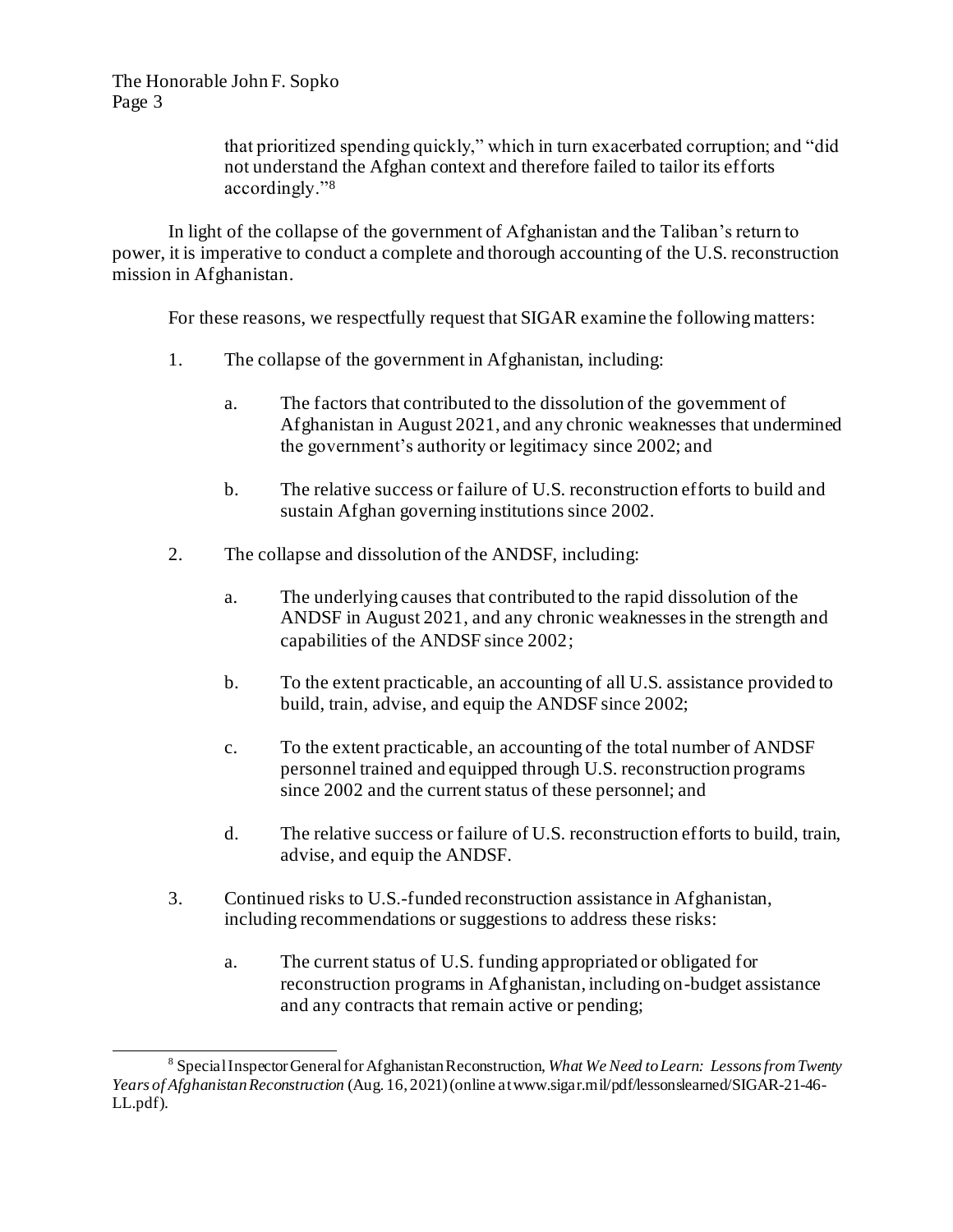that prioritized spending quickly," which in turn exacerbated corruption; and "did not understand the Afghan context and therefore failed to tailor its efforts accordingly."[8]

In light of the collapse of the government of Afghanistan and the Taliban's return to power, it is imperative to conduct a complete and thorough accounting of the U.S. reconstruction mission in Afghanistan.

For these reasons, we respectfully request that SIGAR examine the following matters:

1. The collapse of the government in Afghanistan, including:

   a. The factors that contributed to the dissolution of the government of Afghanistan in August 2021, and any chronic weaknesses that undermined the government's authority or legitimacy since 2002; and

   b. The relative success or failure of U.S. reconstruction efforts to build and sustain Afghan governing institutions since 2002.

2. The collapse and dissolution of the ANDSF, including:

   a. The underlying causes that contributed to the rapid dissolution of the ANDSF in August 2021, and any chronic weaknesses in the strength and capabilities of the ANDSF since 2002;

   b. To the extent practicable, an accounting of all U.S. assistance provided to build, train, advise, and equip the ANDSF since 2002;

   c. To the extent practicable, an accounting of the total number of ANDSF personnel trained and equipped through U.S. reconstruction programs since 2002 and the current status of these personnel; and

   d. The relative success or failure of U.S. reconstruction efforts to build, train, advise, and equip the ANDSF.

3. Continued risks to U.S.-funded reconstruction assistance in Afghanistan, including recommendations or suggestions to address these risks:

   a. The current status of U.S. funding appropriated or obligated for reconstruction programs in Afghanistan, including on-budget assistance and any contracts that remain active or pending;

---

[8] Special Inspector General for Afghanistan Reconstruction, *What We Need to Learn: Lessons from Twenty Years of Afghanistan Reconstruction* (Aug. 16, 2021) (online at www.sigar.mil/pdf/lessonslearned/SIGAR-21-46-LL.pdf).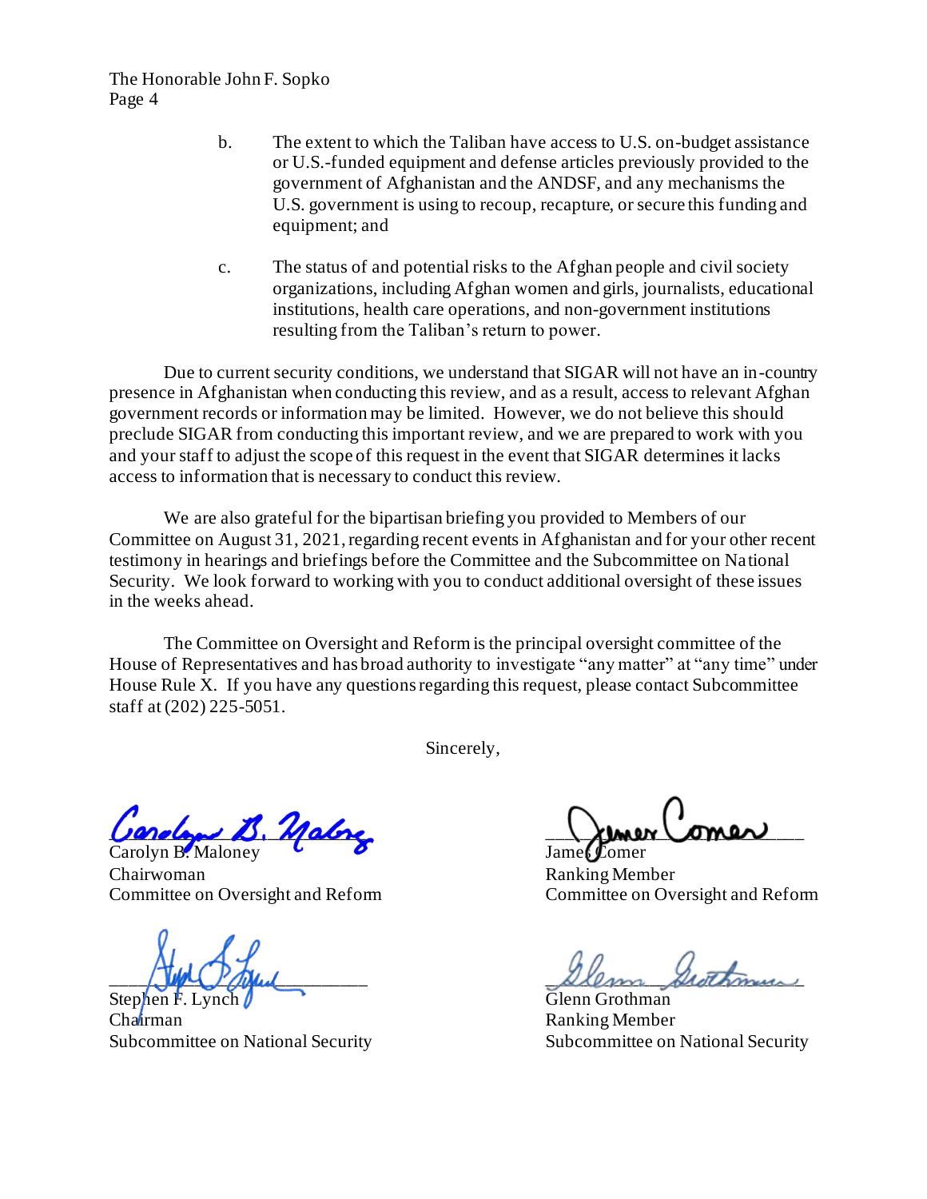b. The extent to which the Taliban have access to U.S. on-budget assistance or U.S.-funded equipment and defense articles previously provided to the government of Afghanistan and the ANDSF, and any mechanisms the U.S. government is using to recoup, recapture, or secure this funding and equipment; and

c. The status of and potential risks to the Afghan people and civil society organizations, including Afghan women and girls, journalists, educational institutions, health care operations, and non-government institutions resulting from the Taliban's return to power.

Due to current security conditions, we understand that SIGAR will not have an in-country presence in Afghanistan when conducting this review, and as a result, access to relevant Afghan government records or information may be limited. However, we do not believe this should preclude SIGAR from conducting this important review, and we are prepared to work with you and your staff to adjust the scope of this request in the event that SIGAR determines it lacks access to information that is necessary to conduct this review.

We are also grateful for the bipartisan briefing you provided to Members of our Committee on August 31, 2021, regarding recent events in Afghanistan and for your other recent testimony in hearings and briefings before the Committee and the Subcommittee on National Security. We look forward to working with you to conduct additional oversight of these issues in the weeks ahead.

The Committee on Oversight and Reform is the principal oversight committee of the House of Representatives and has broad authority to investigate "any matter" at "any time" under House Rule X. If you have any questions regarding this request, please contact Subcommittee staff at (202) 225-5051.

Sincerely,

Carolyn B. Maloney
Chairwoman
Committee on Oversight and Reform

James Comer
Ranking Member
Committee on Oversight and Reform

Stephen F. Lynch
Chairman
Subcommittee on National Security

Glenn Grothman
Ranking Member
Subcommittee on National Security